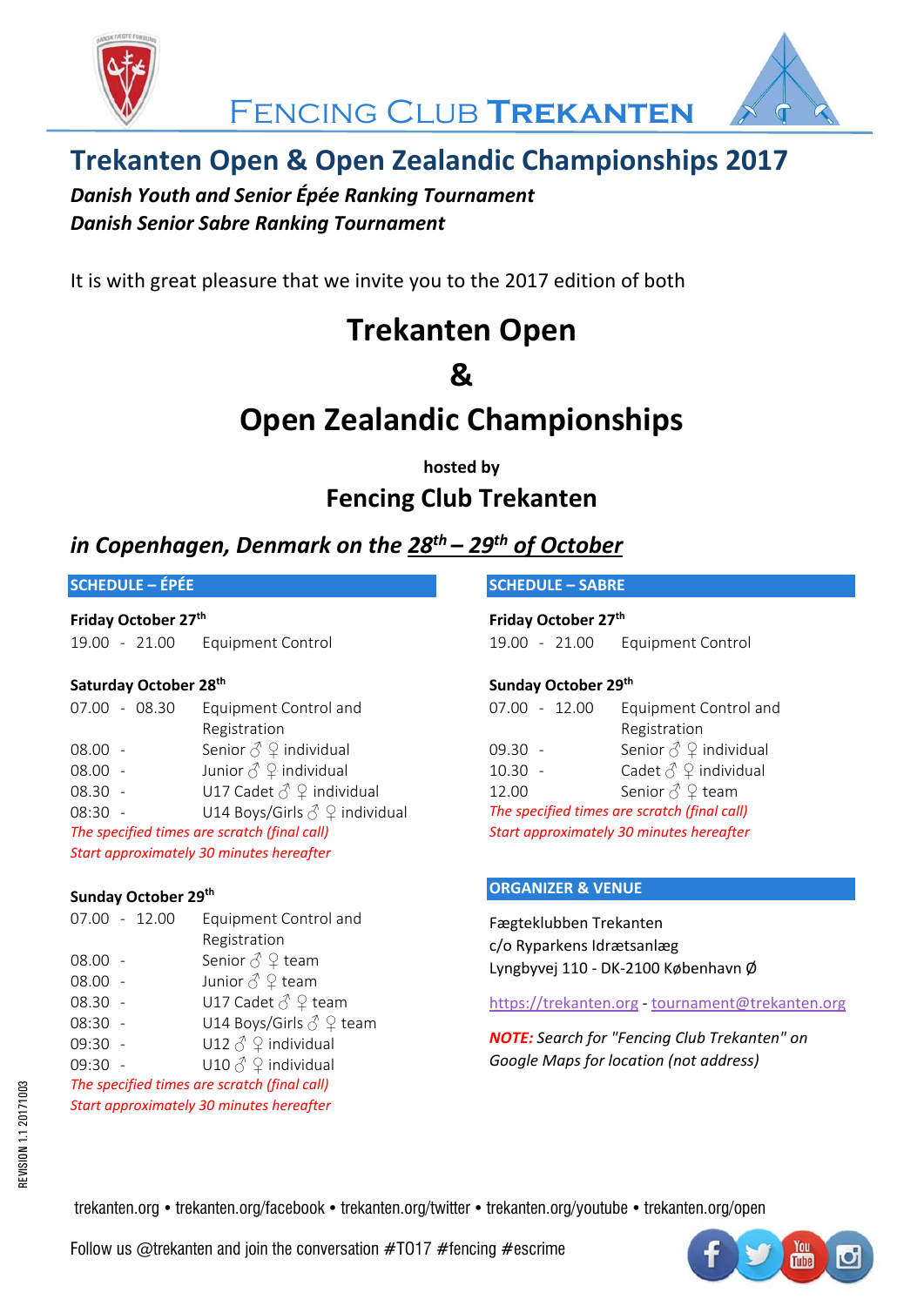# Fencing Club Trekanten

## Trekanten Open & Open Zealandic Championships 2017

***Danish Youth and Senior Épée Ranking Tournament***
***Danish Senior Sabre Ranking Tournament***

It is with great pleasure that we invite you to the 2017 edition of both

# Trekanten Open
# &
# Open Zealandic Championships

**hosted by**

## Fencing Club Trekanten

### *in Copenhagen, Denmark on the 28th – 29th of October*

### SCHEDULE – ÉPÉE

**Friday October 27th**

| | |
|---|---|
| 19.00 - 21.00 | Equipment Control |

**Saturday October 28th**

| | |
|---|---|
| 07.00 - 08.30 | Equipment Control and Registration |
| 08.00 - | Senior ♂ ♀ individual |
| 08.00 - | Junior ♂ ♀ individual |
| 08.30 - | U17 Cadet ♂ ♀ individual |
| 08:30 - | U14 Boys/Girls ♂ ♀ individual |

*The specified times are scratch (final call)*
*Start approximately 30 minutes hereafter*

**Sunday October 29th**

| | |
|---|---|
| 07.00 - 12.00 | Equipment Control and Registration |
| 08.00 - | Senior ♂ ♀ team |
| 08.00 - | Junior ♂ ♀ team |
| 08.30 - | U17 Cadet ♂ ♀ team |
| 08:30 - | U14 Boys/Girls ♂ ♀ team |
| 09:30 - | U12 ♂ ♀ individual |
| 09:30 - | U10 ♂ ♀ individual |

*The specified times are scratch (final call)*
*Start approximately 30 minutes hereafter*

### SCHEDULE – SABRE

**Friday October 27th**

| | |
|---|---|
| 19.00 - 21.00 | Equipment Control |

**Sunday October 29th**

| | |
|---|---|
| 07.00 - 12.00 | Equipment Control and Registration |
| 09.30 - | Senior ♂ ♀ individual |
| 10.30 - | Cadet ♂ ♀ individual |
| 12.00 | Senior ♂ ♀ team |

*The specified times are scratch (final call)*
*Start approximately 30 minutes hereafter*

### ORGANIZER & VENUE

Fægteklubben Trekanten
c/o Ryparkens Idrætsanlæg
Lyngbyvej 110 - DK-2100 København Ø

https://trekanten.org - tournament@trekanten.org

***NOTE:*** *Search for "Fencing Club Trekanten" on Google Maps for location (not address)*

trekanten.org • trekanten.org/facebook • trekanten.org/twitter • trekanten.org/youtube • trekanten.org/open

Follow us @trekanten and join the conversation #TO17 #fencing #escrime

REVISION 1.1 20171003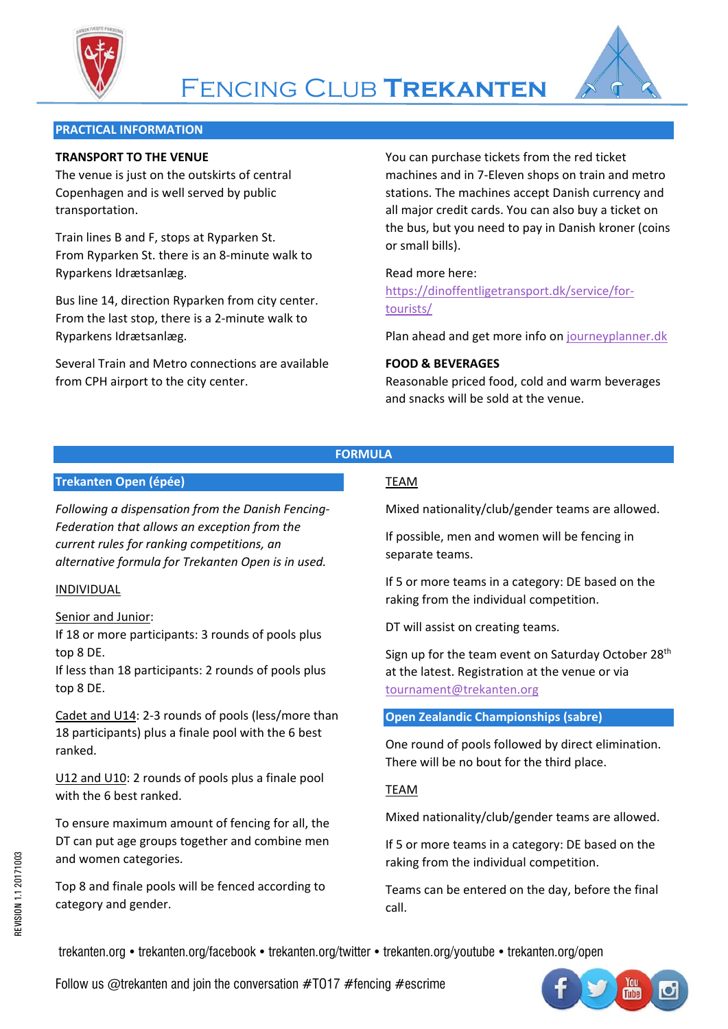# Fencing Club Trekanten

## PRACTICAL INFORMATION

**TRANSPORT TO THE VENUE**

The venue is just on the outskirts of central Copenhagen and is well served by public transportation.

Train lines B and F, stops at Ryparken St. From Ryparken St. there is an 8-minute walk to Ryparkens Idrætsanlæg.

Bus line 14, direction Ryparken from city center. From the last stop, there is a 2-minute walk to Ryparkens Idrætsanlæg.

Several Train and Metro connections are available from CPH airport to the city center.

You can purchase tickets from the red ticket machines and in 7-Eleven shops on train and metro stations. The machines accept Danish currency and all major credit cards. You can also buy a ticket on the bus, but you need to pay in Danish kroner (coins or small bills).

Read more here: https://dinoffentligetransport.dk/service/for-tourists/

Plan ahead and get more info on journeyplanner.dk

**FOOD & BEVERAGES**

Reasonable priced food, cold and warm beverages and snacks will be sold at the venue.

## FORMULA

### Trekanten Open (épée)

*Following a dispensation from the Danish Fencing-Federation that allows an exception from the current rules for ranking competitions, an alternative formula for Trekanten Open is in used.*

INDIVIDUAL

Senior and Junior:
If 18 or more participants: 3 rounds of pools plus top 8 DE.
If less than 18 participants: 2 rounds of pools plus top 8 DE.

Cadet and U14: 2-3 rounds of pools (less/more than 18 participants) plus a finale pool with the 6 best ranked.

U12 and U10: 2 rounds of pools plus a finale pool with the 6 best ranked.

To ensure maximum amount of fencing for all, the DT can put age groups together and combine men and women categories.

Top 8 and finale pools will be fenced according to category and gender.

TEAM

Mixed nationality/club/gender teams are allowed.

If possible, men and women will be fencing in separate teams.

If 5 or more teams in a category: DE based on the raking from the individual competition.

DT will assist on creating teams.

Sign up for the team event on Saturday October 28th at the latest. Registration at the venue or via tournament@trekanten.org

### Open Zealandic Championships (sabre)

One round of pools followed by direct elimination. There will be no bout for the third place.

TEAM

Mixed nationality/club/gender teams are allowed.

If 5 or more teams in a category: DE based on the raking from the individual competition.

Teams can be entered on the day, before the final call.

trekanten.org • trekanten.org/facebook • trekanten.org/twitter • trekanten.org/youtube • trekanten.org/open

Follow us @trekanten and join the conversation #TO17 #fencing #escrime

REVISION 1.1 20171003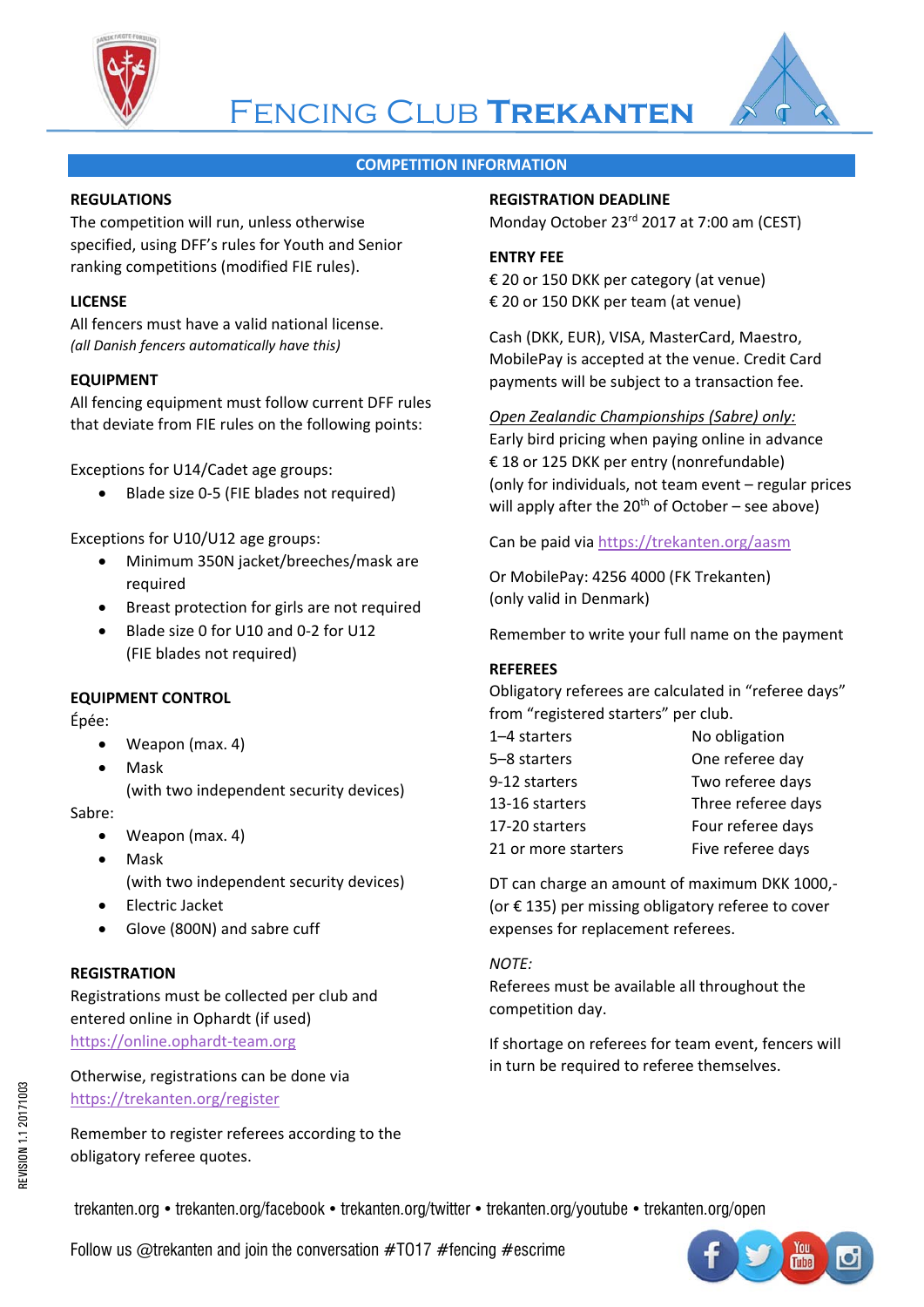# Fencing Club Trekanten

## COMPETITION INFORMATION

### REGULATIONS

The competition will run, unless otherwise specified, using DFF's rules for Youth and Senior ranking competitions (modified FIE rules).

### LICENSE

All fencers must have a valid national license.
*(all Danish fencers automatically have this)*

### EQUIPMENT

All fencing equipment must follow current DFF rules that deviate from FIE rules on the following points:

Exceptions for U14/Cadet age groups:

- Blade size 0-5 (FIE blades not required)

Exceptions for U10/U12 age groups:

- Minimum 350N jacket/breeches/mask are required
- Breast protection for girls are not required
- Blade size 0 for U10 and 0-2 for U12 (FIE blades not required)

### EQUIPMENT CONTROL

Épée:

- Weapon (max. 4)
- Mask (with two independent security devices)

Sabre:

- Weapon (max. 4)
- Mask (with two independent security devices)
- Electric Jacket
- Glove (800N) and sabre cuff

### REGISTRATION

Registrations must be collected per club and entered online in Ophardt (if used)
https://online.ophardt-team.org

Otherwise, registrations can be done via
https://trekanten.org/register

Remember to register referees according to the obligatory referee quotes.

### REGISTRATION DEADLINE

Monday October 23rd 2017 at 7:00 am (CEST)

### ENTRY FEE

€ 20 or 150 DKK per category (at venue)
€ 20 or 150 DKK per team (at venue)

Cash (DKK, EUR), VISA, MasterCard, Maestro, MobilePay is accepted at the venue. Credit Card payments will be subject to a transaction fee.

*Open Zealandic Championships (Sabre) only:*
Early bird pricing when paying online in advance
€ 18 or 125 DKK per entry (nonrefundable)
(only for individuals, not team event – regular prices will apply after the 20th of October – see above)

Can be paid via https://trekanten.org/aasm

Or MobilePay: 4256 4000 (FK Trekanten)
(only valid in Denmark)

Remember to write your full name on the payment

### REFEREES

Obligatory referees are calculated in "referee days" from "registered starters" per club.

| | |
|---|---|
| 1–4 starters | No obligation |
| 5–8 starters | One referee day |
| 9-12 starters | Two referee days |
| 13-16 starters | Three referee days |
| 17-20 starters | Four referee days |
| 21 or more starters | Five referee days |

DT can charge an amount of maximum DKK 1000,- (or € 135) per missing obligatory referee to cover expenses for replacement referees.

*NOTE:*
Referees must be available all throughout the competition day.

If shortage on referees for team event, fencers will in turn be required to referee themselves.

REVISION 1.1 20171003

trekanten.org • trekanten.org/facebook • trekanten.org/twitter • trekanten.org/youtube • trekanten.org/open

Follow us @trekanten and join the conversation #TO17 #fencing #escrime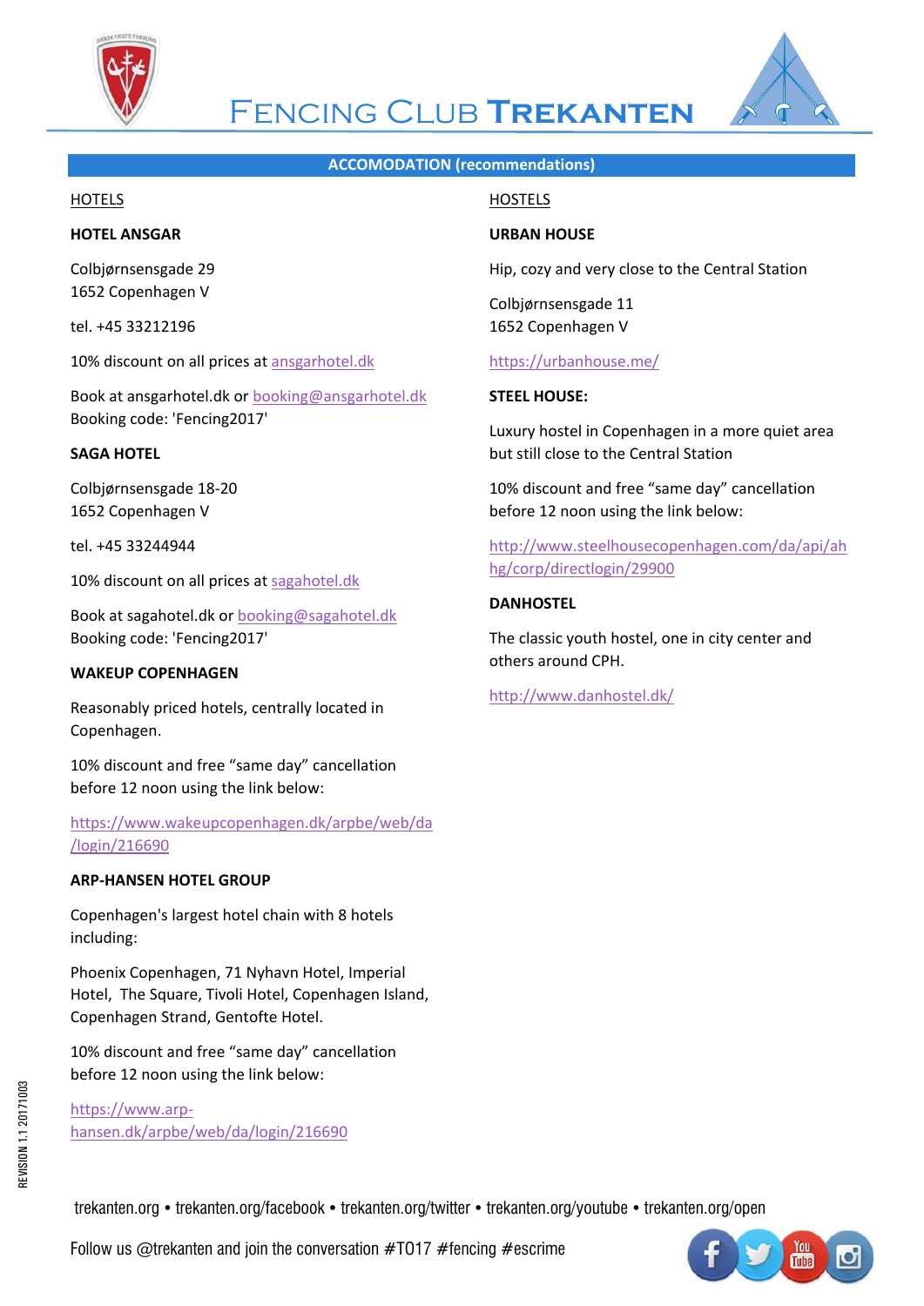## ACCOMODATION (recommendations)

### HOTELS

**HOTEL ANSGAR**

Colbjørnsensgade 29
1652 Copenhagen V

tel. +45 33212196

10% discount on all prices at ansgarhotel.dk

Book at ansgarhotel.dk or booking@ansgarhotel.dk
Booking code: 'Fencing2017'

**SAGA HOTEL**

Colbjørnsensgade 18-20
1652 Copenhagen V

tel. +45 33244944

10% discount on all prices at sagahotel.dk

Book at sagahotel.dk or booking@sagahotel.dk
Booking code: 'Fencing2017'

**WAKEUP COPENHAGEN**

Reasonably priced hotels, centrally located in Copenhagen.

10% discount and free "same day" cancellation before 12 noon using the link below:

https://www.wakeupcopenhagen.dk/arpbe/web/da/login/216690

**ARP-HANSEN HOTEL GROUP**

Copenhagen's largest hotel chain with 8 hotels including:

Phoenix Copenhagen, 71 Nyhavn Hotel, Imperial Hotel, The Square, Tivoli Hotel, Copenhagen Island, Copenhagen Strand, Gentofte Hotel.

10% discount and free "same day" cancellation before 12 noon using the link below:

https://www.arp-hansen.dk/arpbe/web/da/login/216690

### HOSTELS

**URBAN HOUSE**

Hip, cozy and very close to the Central Station

Colbjørnsensgade 11
1652 Copenhagen V

https://urbanhouse.me/

**STEEL HOUSE:**

Luxury hostel in Copenhagen in a more quiet area but still close to the Central Station

10% discount and free "same day" cancellation before 12 noon using the link below:

http://www.steelhousecopenhagen.com/da/api/ahhg/corp/directlogin/29900

**DANHOSTEL**

The classic youth hostel, one in city center and others around CPH.

http://www.danhostel.dk/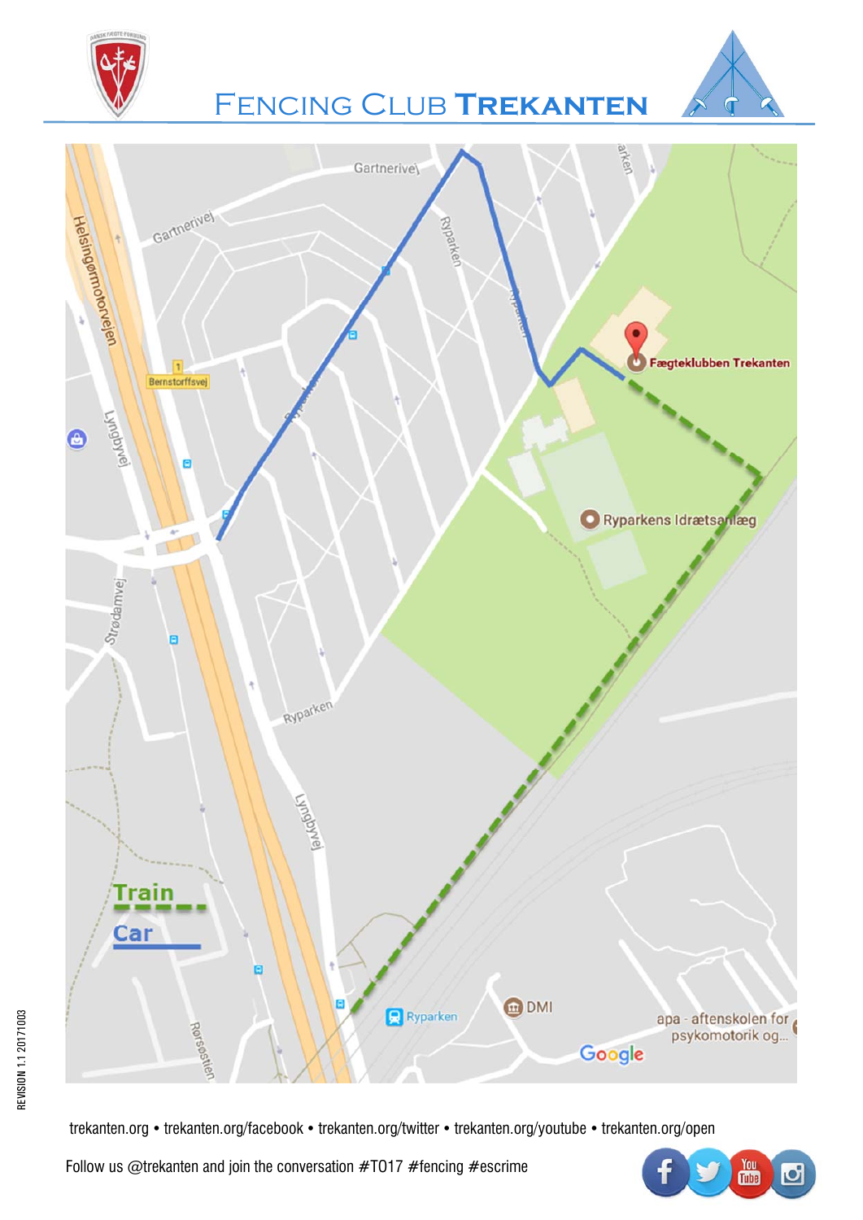# Fencing Club Trekanten

Gartnerivej
Gartnerivej
Ryparken
Ryparken
Helsingørmotorvejen
Bernstorffsvej
Lyngbyvej
Fægteklubben Trekanten
Ryparkens Idrætsanlæg
Strødamvej
Ryparken
Lyngbyvej
Train
Car
Ryparken
DMI
apa - aftenskolen for psykomotorik og...
Rorsøstien
Google

REVISION 1.1 20171003

trekanten.org • trekanten.org/facebook • trekanten.org/twitter • trekanten.org/youtube • trekanten.org/open

Follow us @trekanten and join the conversation #TO17 #fencing #escrime